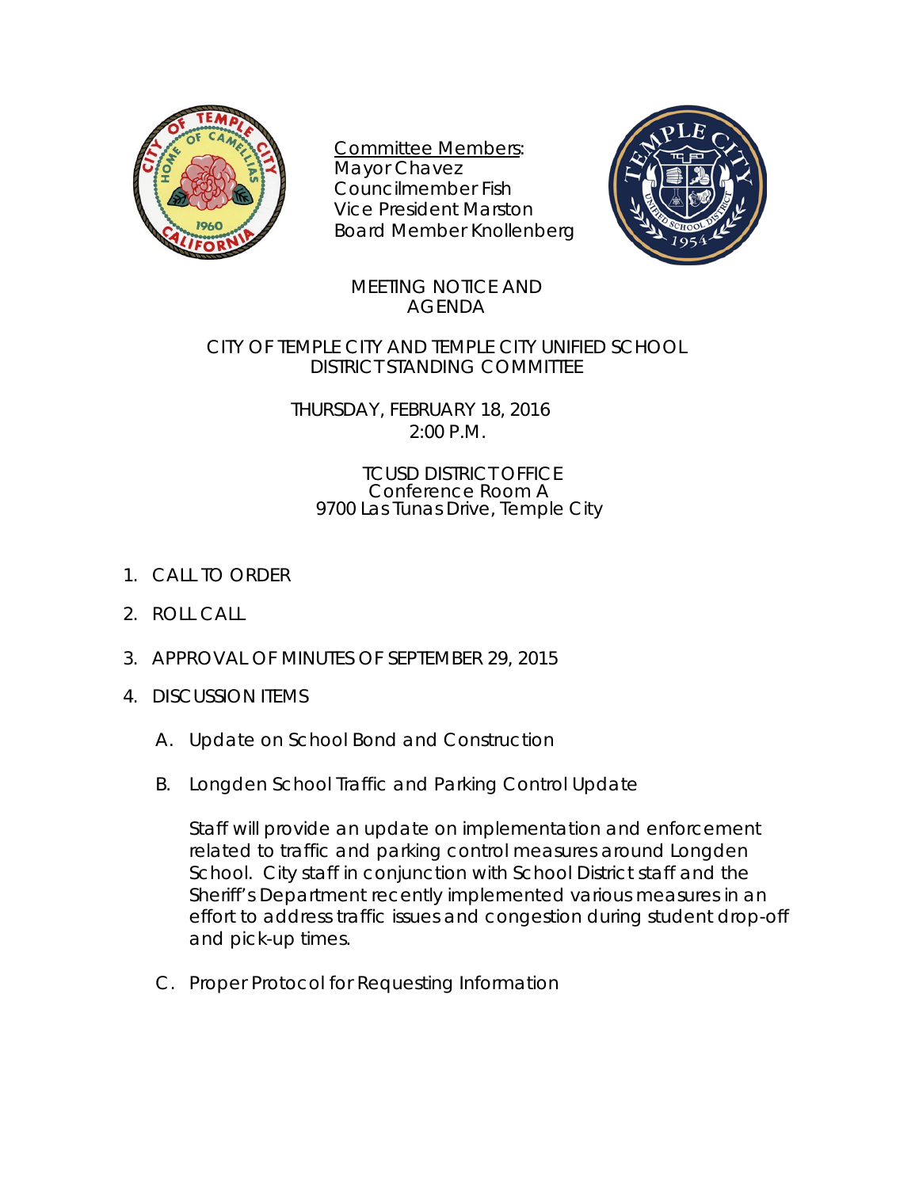<u>Committee Members</u>:
Mayor Chavez
Councilmember Fish
Vice President Marston
Board Member Knollenberg

# MEETING NOTICE AND AGENDA

## CITY OF TEMPLE CITY AND TEMPLE CITY UNIFIED SCHOOL DISTRICT STANDING COMMITTEE

THURSDAY, FEBRUARY 18, 2016
2:00 P.M.

TCUSD DISTRICT OFFICE
Conference Room A
9700 Las Tunas Drive, Temple City

1. CALL TO ORDER

2. ROLL CALL

3. APPROVAL OF MINUTES OF SEPTEMBER 29, 2015

4. DISCUSSION ITEMS

   A. Update on School Bond and Construction

   B. Longden School Traffic and Parking Control Update

      Staff will provide an update on implementation and enforcement related to traffic and parking control measures around Longden School. City staff in conjunction with School District staff and the Sheriff's Department recently implemented various measures in an effort to address traffic issues and congestion during student drop-off and pick-up times.

   C. Proper Protocol for Requesting Information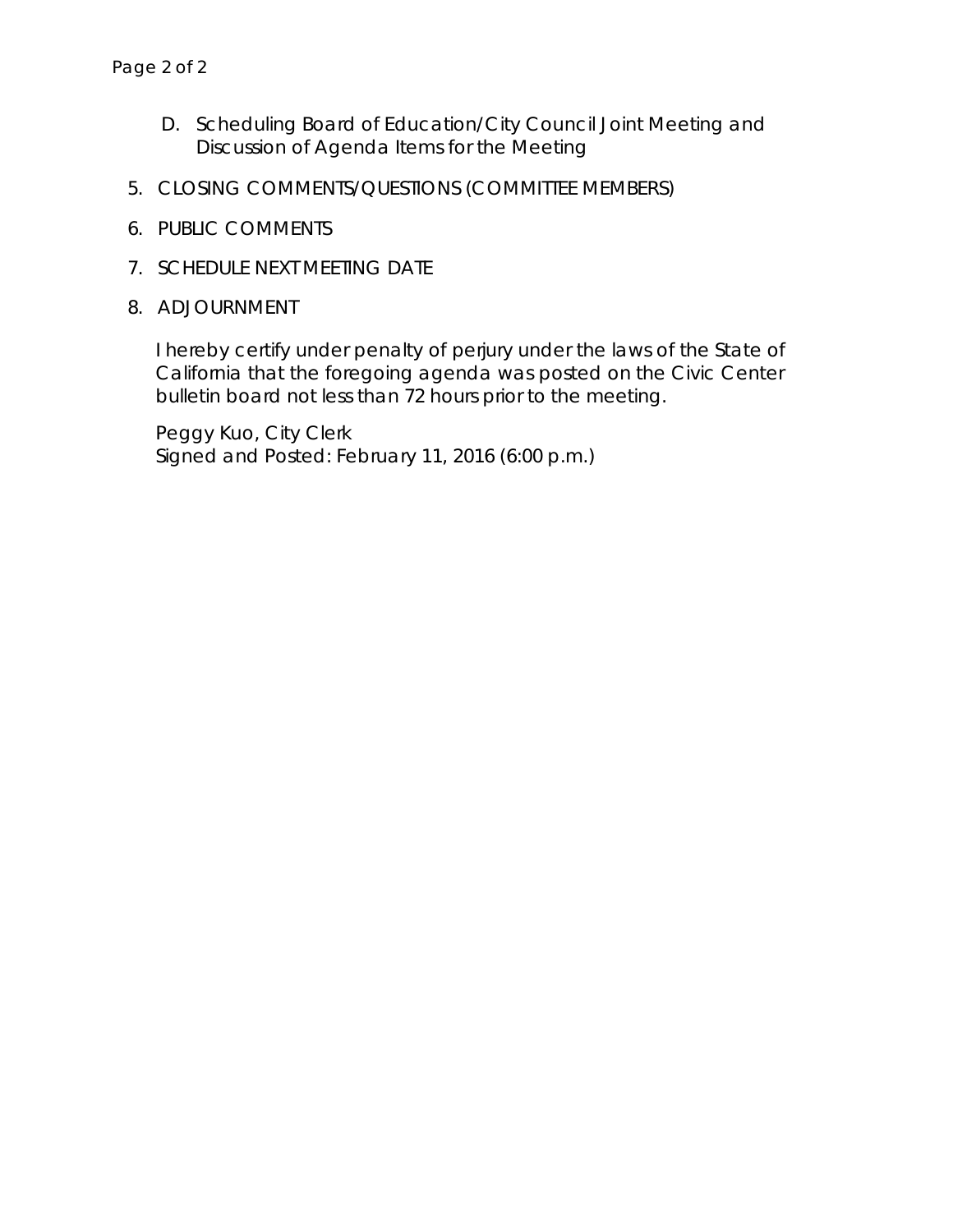D. Scheduling Board of Education/City Council Joint Meeting and Discussion of Agenda Items for the Meeting

5. CLOSING COMMENTS/QUESTIONS (COMMITTEE MEMBERS)
6. PUBLIC COMMENTS
7. SCHEDULE NEXT MEETING DATE
8. ADJOURNMENT

I hereby certify under penalty of perjury under the laws of the State of California that the foregoing agenda was posted on the Civic Center bulletin board not less than 72 hours prior to the meeting.

Peggy Kuo, City Clerk
Signed and Posted: February 11, 2016 (6:00 p.m.)